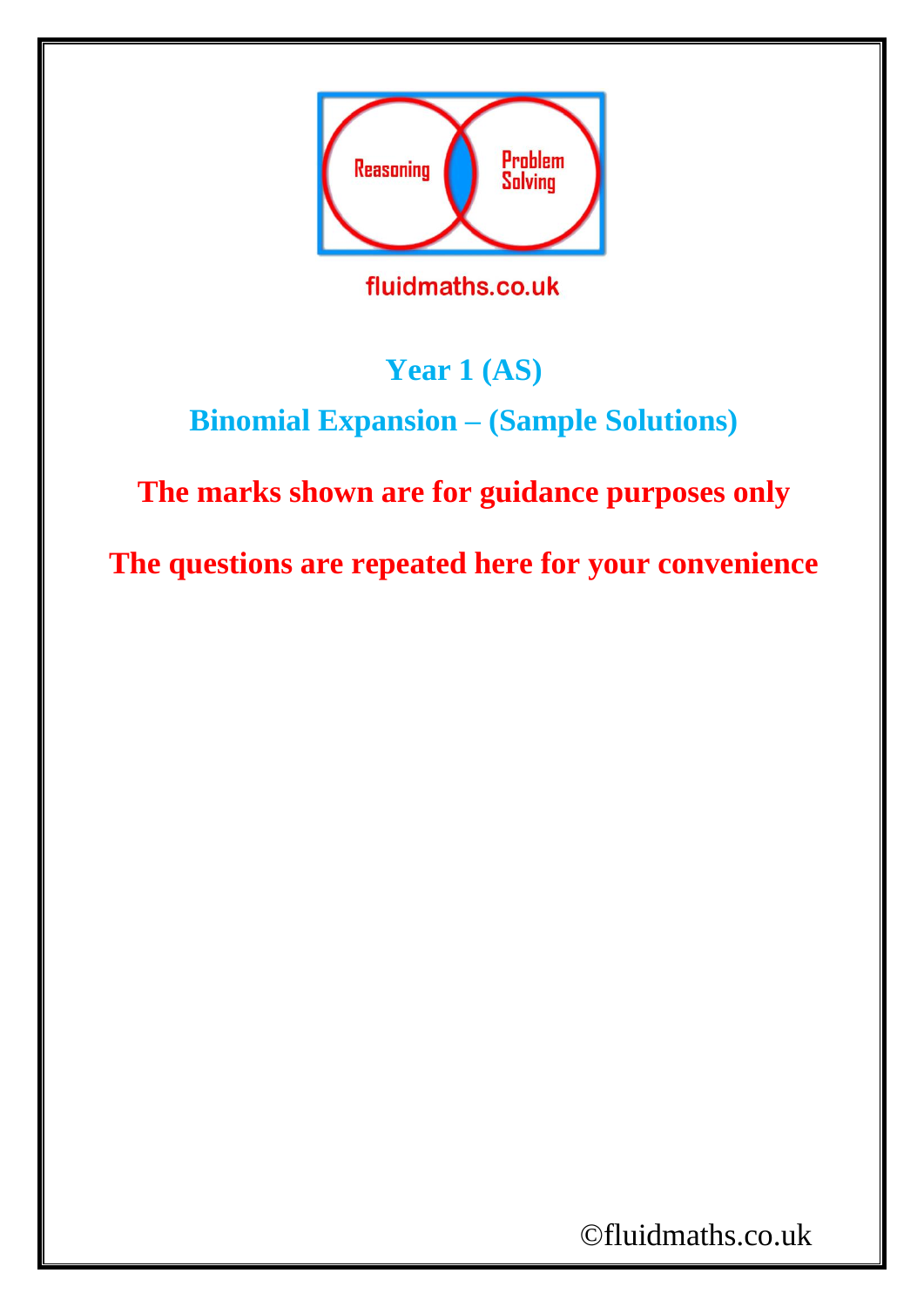Reasoning

Problem Solving

fluidmaths.co.uk

# Year 1 (AS)

## Binomial Expansion – (Sample Solutions)

**The marks shown are for guidance purposes only**

**The questions are repeated here for your convenience**

©fluidmaths.co.uk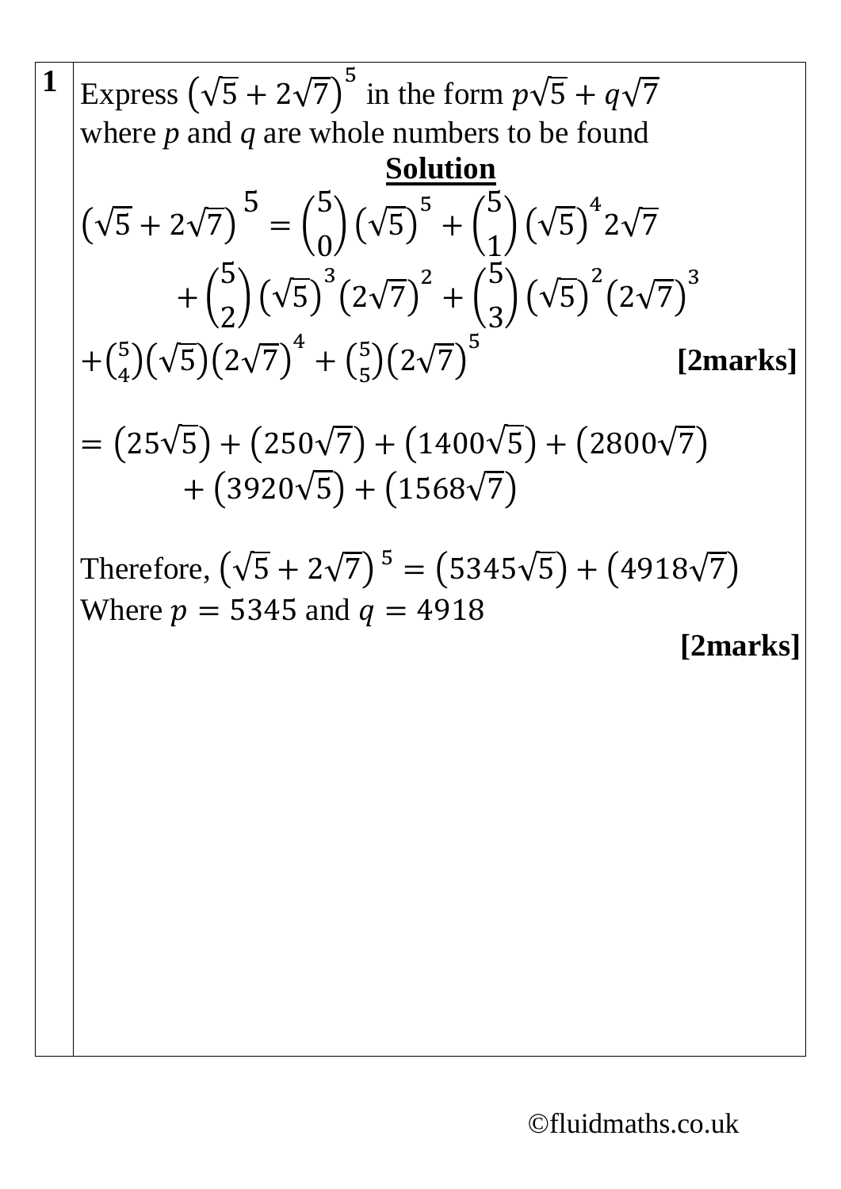**1**

Express $\left(\sqrt{5}+2\sqrt{7}\right)^5$ in the form $p\sqrt{5}+q\sqrt{7}$ where *p* and *q* are whole numbers to be found

**Solution**

$$\left(\sqrt{5}+2\sqrt{7}\right)^5 = \binom{5}{0}\left(\sqrt{5}\right)^5 + \binom{5}{1}\left(\sqrt{5}\right)^4 2\sqrt{7} + \binom{5}{2}\left(\sqrt{5}\right)^3\left(2\sqrt{7}\right)^2 + \binom{5}{3}\left(\sqrt{5}\right)^2\left(2\sqrt{7}\right)^3 + \binom{5}{4}\left(\sqrt{5}\right)\left(2\sqrt{7}\right)^4 + \binom{5}{5}\left(2\sqrt{7}\right)^5$$

**[2marks]**

$$= \left(25\sqrt{5}\right) + \left(250\sqrt{7}\right) + \left(1400\sqrt{5}\right) + \left(2800\sqrt{7}\right) + \left(3920\sqrt{5}\right) + \left(1568\sqrt{7}\right)$$

Therefore, $\left(\sqrt{5}+2\sqrt{7}\right)^5 = \left(5345\sqrt{5}\right) + \left(4918\sqrt{7}\right)$

Where $p = 5345$ and $q = 4918$

**[2marks]**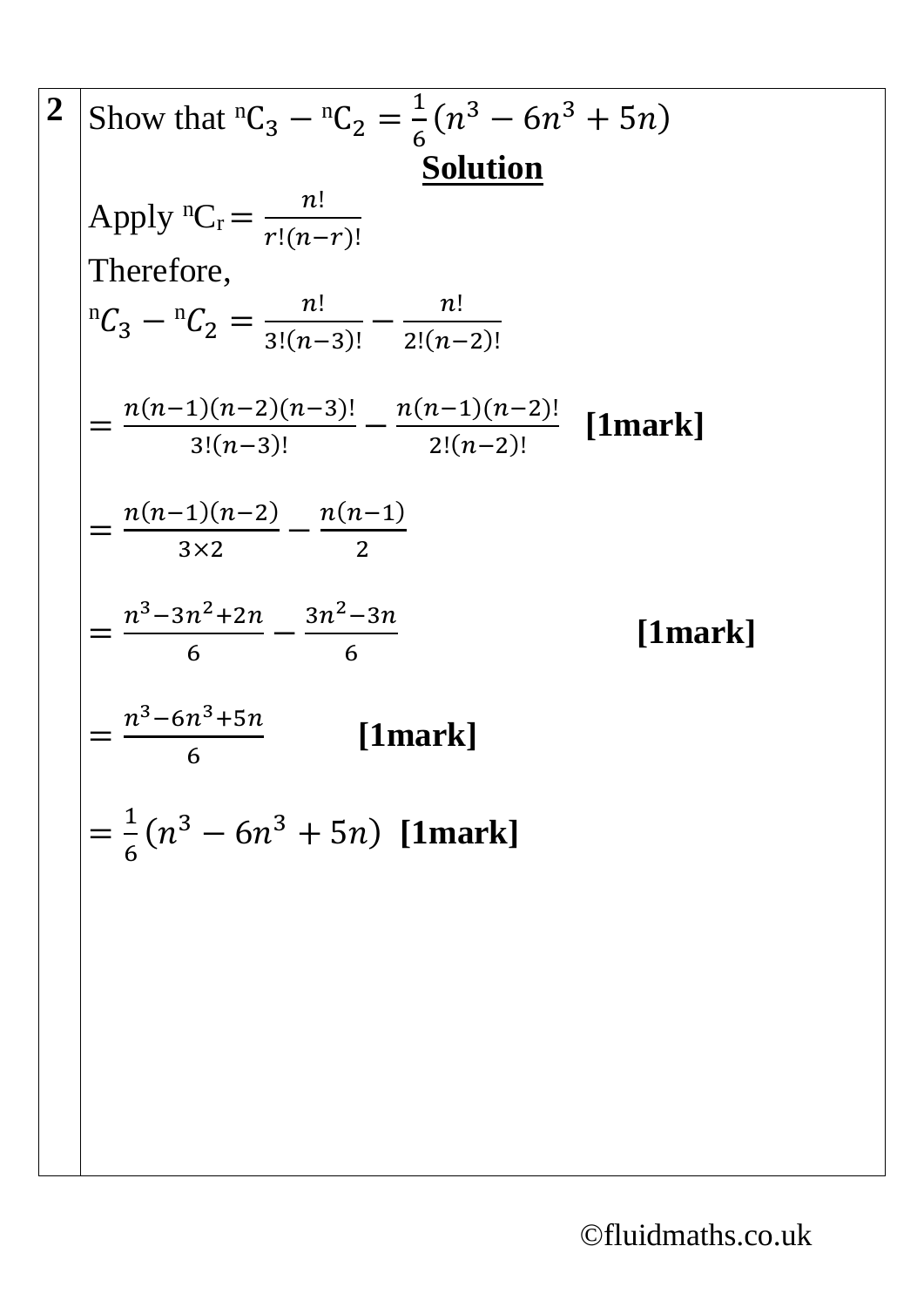**2**

Show that ${}^{n}C_3 - {}^{n}C_2 = \frac{1}{6}(n^3 - 6n^3 + 5n)$

**Solution**

Apply ${}^{n}C_r = \frac{n!}{r!(n-r)!}$

Therefore,

$${}^{n}C_3 - {}^{n}C_2 = \frac{n!}{3!(n-3)!} - \frac{n!}{2!(n-2)!}$$

$$= \frac{n(n-1)(n-2)(n-3)!}{3!(n-3)!} - \frac{n(n-1)(n-2)!}{2!(n-2)!}$$ **[1mark]**

$$= \frac{n(n-1)(n-2)}{3\times 2} - \frac{n(n-1)}{2}$$

$$= \frac{n^3-3n^2+2n}{6} - \frac{3n^2-3n}{6}$$ **[1mark]**

$$= \frac{n^3-6n^3+5n}{6}$$ **[1mark]**

$$= \frac{1}{6}(n^3 - 6n^3 + 5n)$$ **[1mark]**

©fluidmaths.co.uk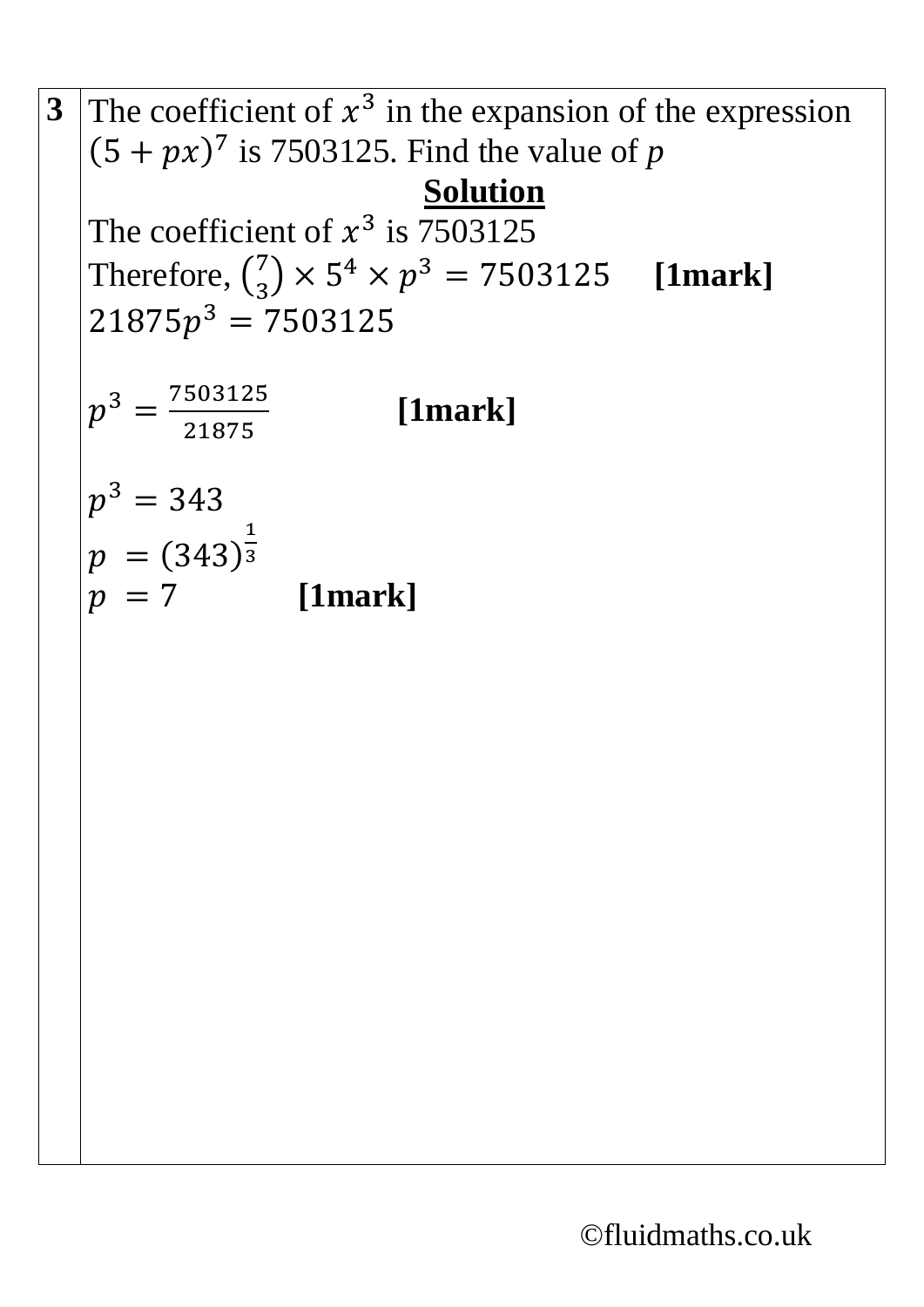**3** The coefficient of $x^3$ in the expansion of the expression $(5 + px)^7$ is 7503125. Find the value of $p$

**Solution**

The coefficient of $x^3$ is 7503125

Therefore, $\binom{7}{3} \times 5^4 \times p^3 = 7503125$ **[1mark]**

$21875p^3 = 7503125$

$p^3 = \frac{7503125}{21875}$ **[1mark]**

$p^3 = 343$

$p = (343)^{\frac{1}{3}}$

$p = 7$ **[1mark]**

©fluidmaths.co.uk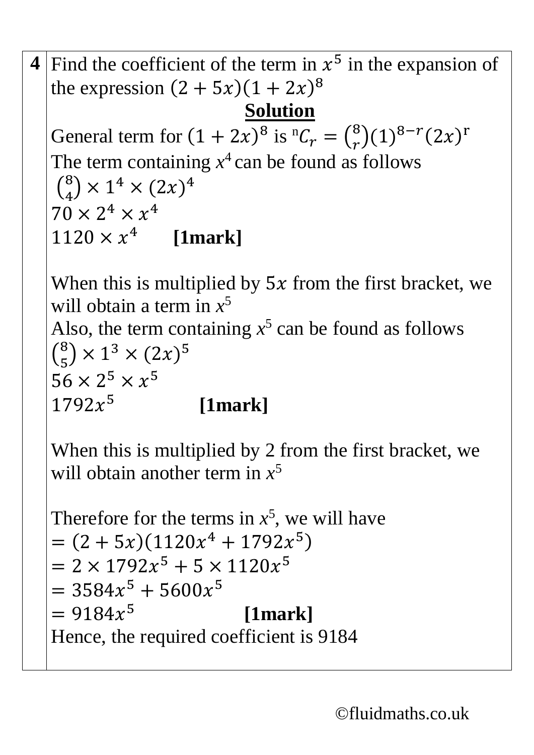| | |
|---|---|
| **4** | Find the coefficient of the term in $x^5$ in the expansion of the expression $(2+5x)(1+2x)^8$ |

**Solution**

General term for $(1+2x)^8$ is ${}^{n}C_r = \binom{8}{r}(1)^{8-r}(2x)^{r}$

The term containing $x^4$ can be found as follows

$\binom{8}{4} \times 1^4 \times (2x)^4$

$70 \times 2^4 \times x^4$

$1120 \times x^4$ **[1mark]**

When this is multiplied by $5x$ from the first bracket, we will obtain a term in $x^5$

Also, the term containing $x^5$ can be found as follows

$\binom{8}{5} \times 1^3 \times (2x)^5$

$56 \times 2^5 \times x^5$

$1792x^5$ **[1mark]**

When this is multiplied by 2 from the first bracket, we will obtain another term in $x^5$

Therefore for the terms in $x^5$, we will have

$= (2+5x)(1120x^4 + 1792x^5)$

$= 2 \times 1792x^5 + 5 \times 1120x^5$

$= 3584x^5 + 5600x^5$

$= 9184x^5$ **[1mark]**

Hence, the required coefficient is 9184

©fluidmaths.co.uk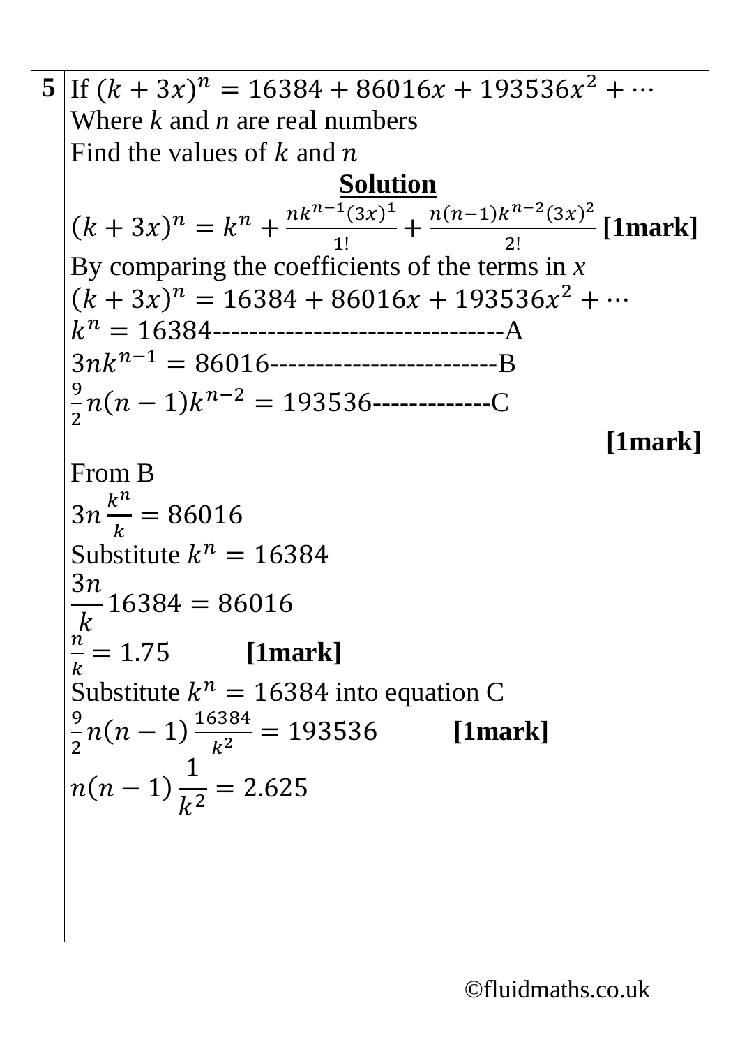**5** If $(k + 3x)^n = 16384 + 86016x + 193536x^2 + \cdots$

Where *k* and *n* are real numbers

Find the values of $k$ and $n$

**Solution**

$(k + 3x)^n = k^n + \frac{nk^{n-1}(3x)^1}{1!} + \frac{n(n-1)k^{n-2}(3x)^2}{2!}$ **[1mark]**

By comparing the coefficients of the terms in *x*

$(k + 3x)^n = 16384 + 86016x + 193536x^2 + \cdots$

$k^n = 16384$--------------------------------A

$3nk^{n-1} = 86016$-------------------------B

$\frac{9}{2}n(n-1)k^{n-2} = 193536$-------------C

**[1mark]**

From B

$3n\frac{k^n}{k} = 86016$

Substitute $k^n = 16384$

$\frac{3n}{k}16384 = 86016$

$\frac{n}{k} = 1.75$ **[1mark]**

Substitute $k^n = 16384$ into equation C

$\frac{9}{2}n(n-1)\frac{16384}{k^2} = 193536$ **[1mark]**

$n(n-1)\frac{1}{k^2} = 2.625$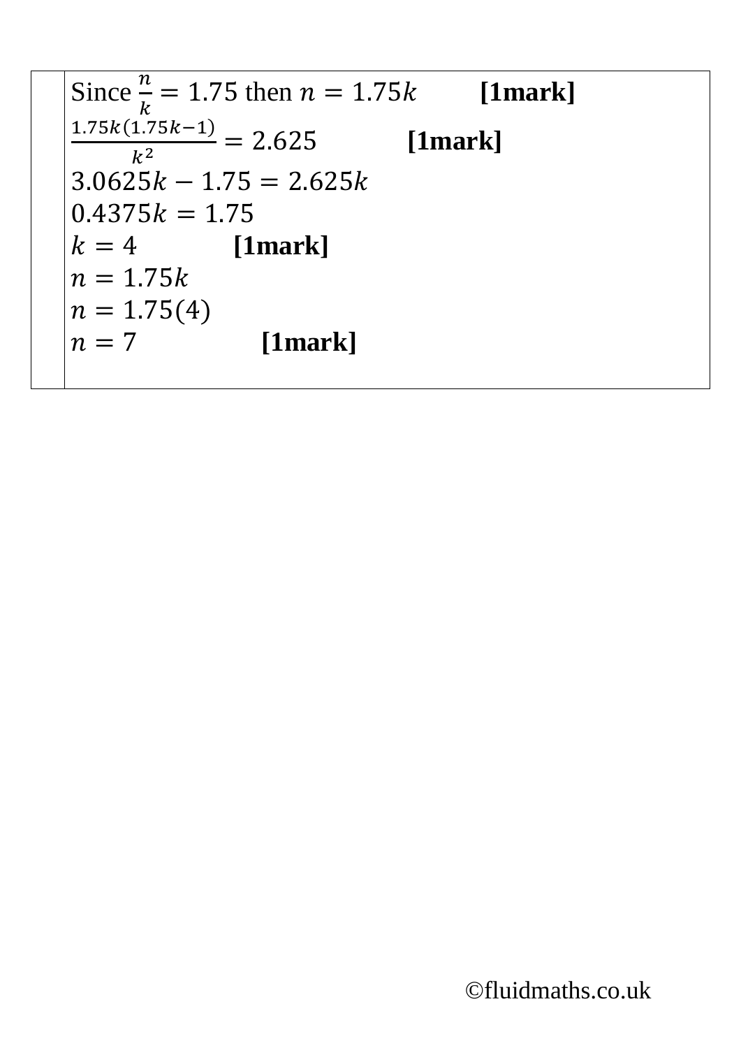| | |
|---|---|
| | Since $\frac{n}{k} = 1.75$ then $n = 1.75k$ **[1mark]**<br>$\frac{1.75k(1.75k-1)}{k^2} = 2.625$ **[1mark]**<br>$3.0625k - 1.75 = 2.625k$<br>$0.4375k = 1.75$<br>$k = 4$ **[1mark]**<br>$n = 1.75k$<br>$n = 1.75(4)$<br>$n = 7$ **[1mark]** |

©fluidmaths.co.uk